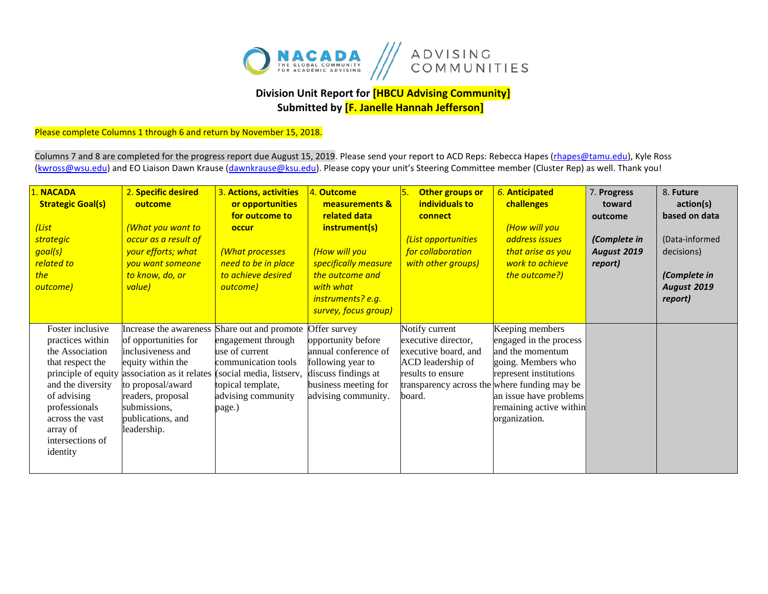**Division Unit Report for [HBCU Advising Community]**
**Submitted by [F. Janelle Hannah Jefferson]**

Please complete Columns 1 through 6 and return by November 15, 2018.

Columns 7 and 8 are completed for the progress report due August 15, 2019. Please send your report to ACD Reps: Rebecca Hapes (rhapes@tamu.edu), Kyle Ross (kwross@wsu.edu) and EO Liaison Dawn Krause (dawnkrause@ksu.edu). Please copy your unit's Steering Committee member (Cluster Rep) as well. Thank you!

| 1. **NACADA Strategic Goal(s)** *(List strategic goal(s) related to the outcome)* | 2. **Specific desired outcome** *(What you want to occur as a result of your efforts; what you want someone to know, do, or value)* | 3. **Actions, activities or opportunities for outcome to occur** *(What processes need to be in place to achieve desired outcome)* | 4. **Outcome measurements & related data instrument(s)** *(How will you specifically measure the outcome and with what instruments? e.g. survey, focus group)* | 5. **Other groups or individuals to connect** *(List opportunities for collaboration with other groups)* | 6. **Anticipated challenges** *(How will you address issues that arise as you work to achieve the outcome?)* | 7. **Progress toward outcome** ***(Complete in August 2019 report)*** | 8. **Future action(s) based on data** (Data-informed decisions) ***(Complete in August 2019 report)*** |
|---|---|---|---|---|---|---|---|
| Foster inclusive practices within the Association that respect the principle of equity and the diversity of advising professionals across the vast array of intersections of identity | Increase the awareness of opportunities for inclusiveness and equity within the association as it relates to proposal/award readers, proposal submissions, publications, and leadership. | Share out and promote engagement through use of current communication tools (social media, listserv, topical template, advising community page.) | Offer survey opportunity before annual conference of following year to discuss findings at business meeting for advising community. | Notify current executive director, executive board, and ACD leadership of results to ensure transparency across the board. | Keeping members engaged in the process and the momentum going. Members who represent institutions where funding may be an issue have problems remaining active within organization. | | |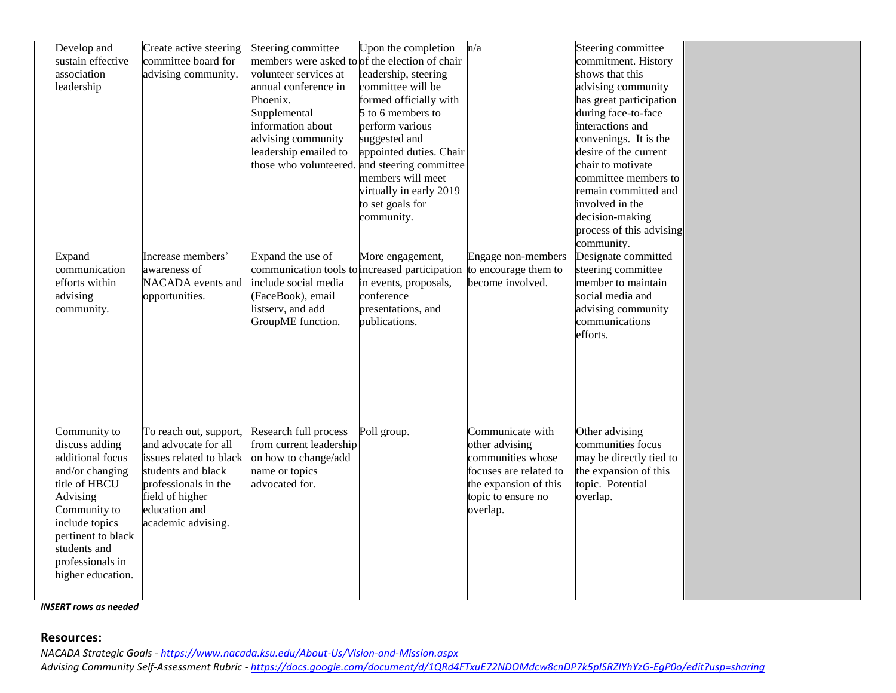| | | | | | | | |
|---|---|---|---|---|---|---|---|
| Develop and sustain effective association leadership | Create active steering committee board for advising community. | Steering committee members were asked to volunteer services at annual conference in Phoenix. Supplemental information about advising community leadership emailed to those who volunteered. | Upon the completion of the election of chair leadership, steering committee will be formed officially with 5 to 6 members to perform various suggested and appointed duties. Chair and steering committee members will meet virtually in early 2019 to set goals for community. | n/a | Steering committee commitment. History shows that this advising community has great participation during face-to-face interactions and convenings. It is the desire of the current chair to motivate committee members to remain committed and involved in the decision-making process of this advising community. | | |
| Expand communication efforts within advising community. | Increase members' awareness of NACADA events and opportunities. | Expand the use of communication tools to include social media (FaceBook), email listserv, and add GroupME function. | More engagement, increased participation in events, proposals, conference presentations, and publications. | Engage non-members to encourage them to become involved. | Designate committed steering committee member to maintain social media and advising community communications efforts. | | |
| Community to discuss adding additional focus and/or changing title of HBCU Advising Community to include topics pertinent to black students and professionals in higher education. | To reach out, support, and advocate for all issues related to black students and black professionals in the field of higher education and academic advising. | Research full process from current leadership on how to change/add name or topics advocated for. | Poll group. | Communicate with other advising communities whose focuses are related to the expansion of this topic to ensure no overlap. | Other advising communities focus may be directly tied to the expansion of this topic. Potential overlap. | | |

***INSERT rows as needed***

## Resources:

*NACADA Strategic Goals - https://www.nacada.ksu.edu/About-Us/Vision-and-Mission.aspx*

*Advising Community Self-Assessment Rubric - https://docs.google.com/document/d/1QRd4FTxuE72NDOMdcw8cnDP7k5pISRZIYhYzG-EgP0o/edit?usp=sharing*